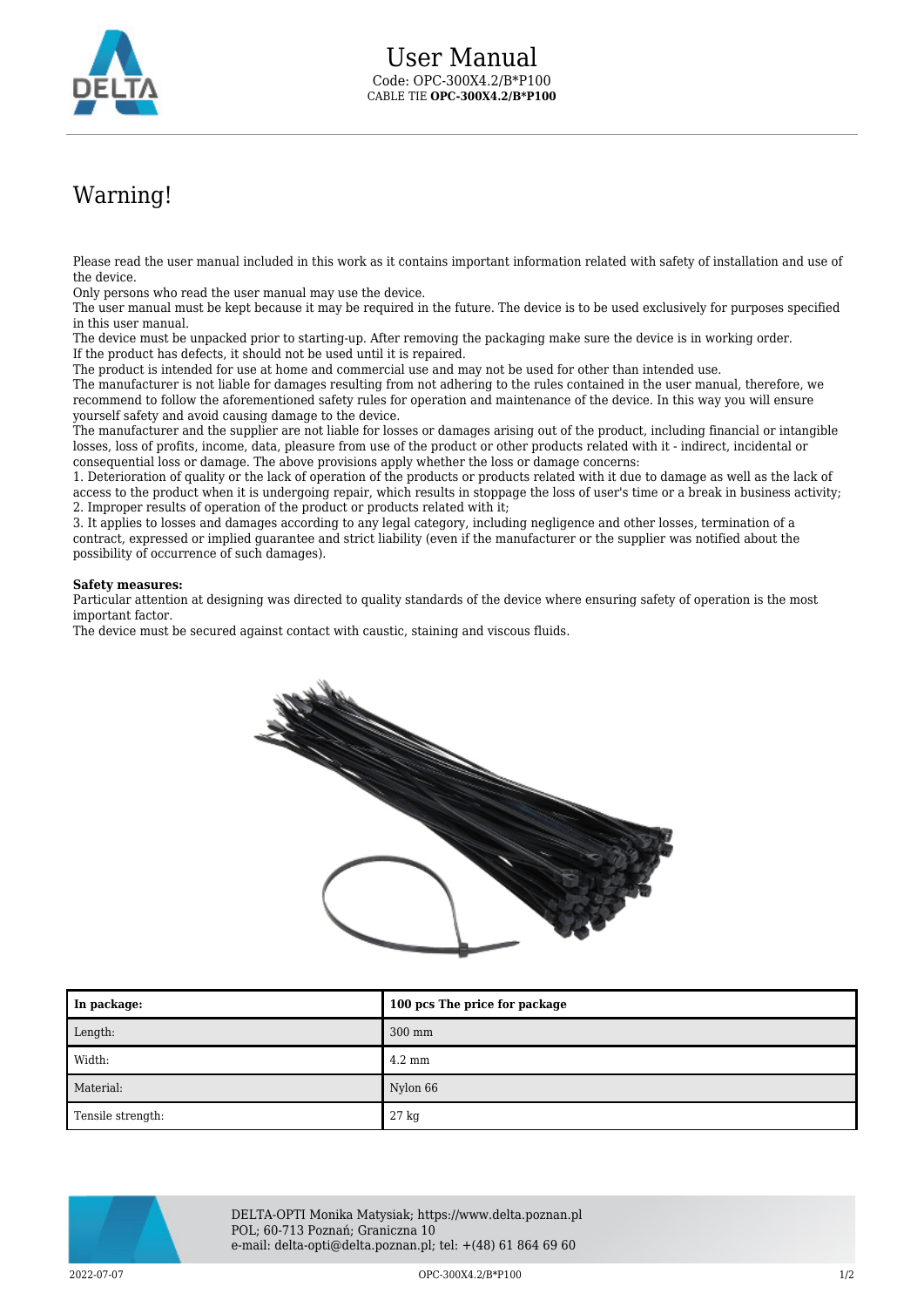# User Manual

Code: OPC-300X4.2/B*P100
CABLE TIE **OPC-300X4.2/B*P100**

# Warning!

Please read the user manual included in this work as it contains important information related with safety of installation and use of the device.
Only persons who read the user manual may use the device.
The user manual must be kept because it may be required in the future. The device is to be used exclusively for purposes specified in this user manual.
The device must be unpacked prior to starting-up. After removing the packaging make sure the device is in working order.
If the product has defects, it should not be used until it is repaired.
The product is intended for use at home and commercial use and may not be used for other than intended use.
The manufacturer is not liable for damages resulting from not adhering to the rules contained in the user manual, therefore, we recommend to follow the aforementioned safety rules for operation and maintenance of the device. In this way you will ensure yourself safety and avoid causing damage to the device.
The manufacturer and the supplier are not liable for losses or damages arising out of the product, including financial or intangible losses, loss of profits, income, data, pleasure from use of the product or other products related with it - indirect, incidental or consequential loss or damage. The above provisions apply whether the loss or damage concerns:
1. Deterioration of quality or the lack of operation of the products or products related with it due to damage as well as the lack of access to the product when it is undergoing repair, which results in stoppage the loss of user's time or a break in business activity;
2. Improper results of operation of the product or products related with it;
3. It applies to losses and damages according to any legal category, including negligence and other losses, termination of a contract, expressed or implied guarantee and strict liability (even if the manufacturer or the supplier was notified about the possibility of occurrence of such damages).

**Safety measures:**
Particular attention at designing was directed to quality standards of the device where ensuring safety of operation is the most important factor.
The device must be secured against contact with caustic, staining and viscous fluids.

| **In package:** | **100 pcs The price for package** |
|---|---|
| Length: | 300 mm |
| Width: | 4.2 mm |
| Material: | Nylon 66 |
| Tensile strength: | 27 kg |

DELTA-OPTI Monika Matysiak; https://www.delta.poznan.pl
POL; 60-713 Poznań; Graniczna 10
e-mail: delta-opti@delta.poznan.pl; tel: +(48) 61 864 69 60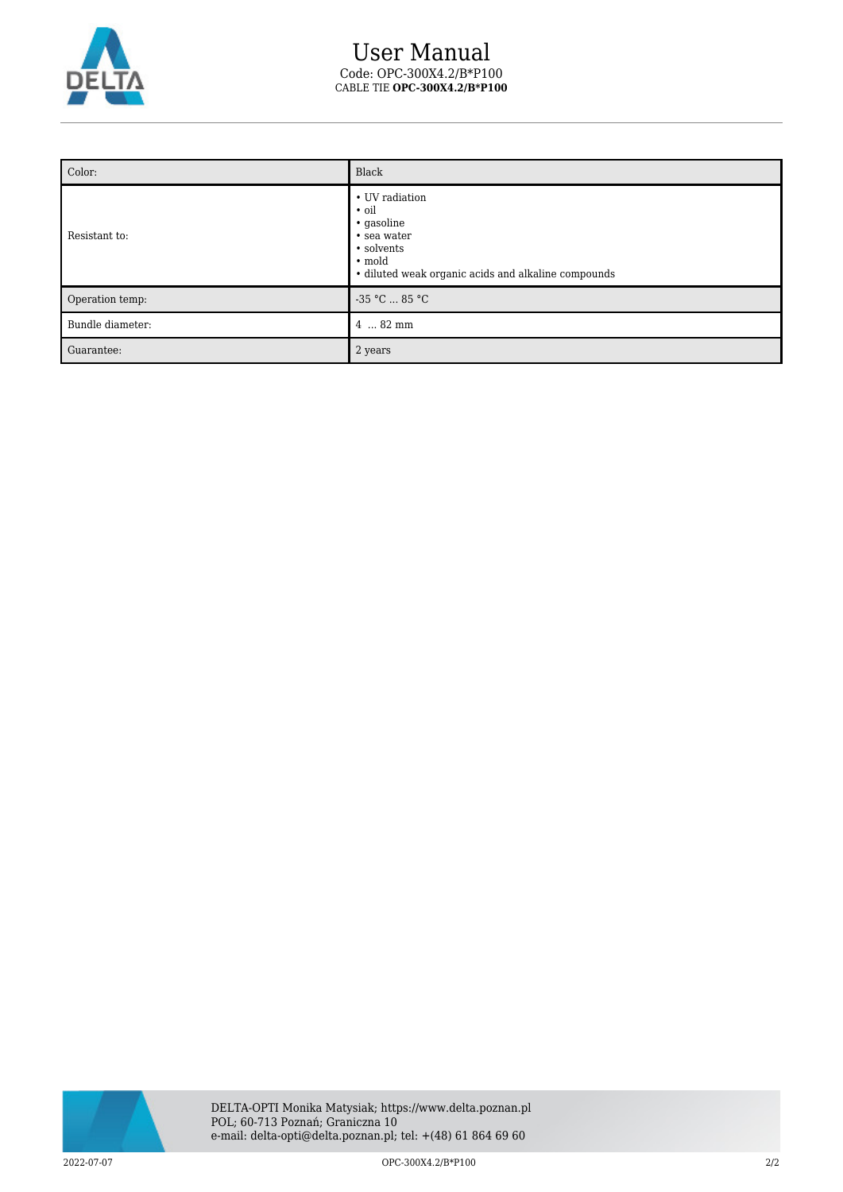| | |
|---|---|
| Color: | Black |
| Resistant to: | • UV radiation<br>• oil<br>• gasoline<br>• sea water<br>• solvents<br>• mold<br>• diluted weak organic acids and alkaline compounds |
| Operation temp: | -35 °C ... 85 °C |
| Bundle diameter: | 4 ... 82 mm |
| Guarantee: | 2 years |